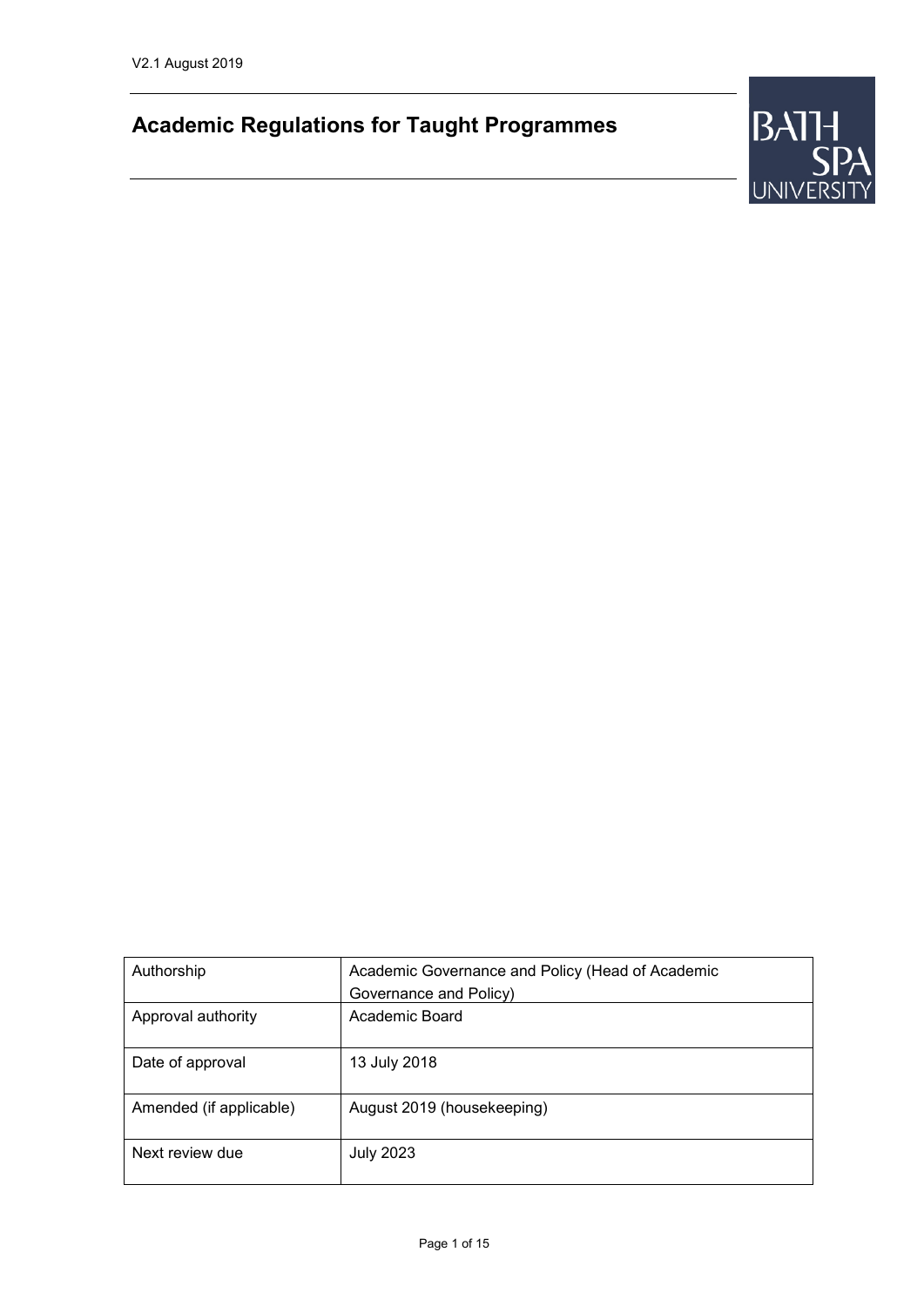V2.1 August 2019

# Academic Regulations for Taught Programmes

| Authorship | Academic Governance and Policy (Head of Academic Governance and Policy) |
|---|---|
| Approval authority | Academic Board |
| Date of approval | 13 July 2018 |
| Amended (if applicable) | August 2019 (housekeeping) |
| Next review due | July 2023 |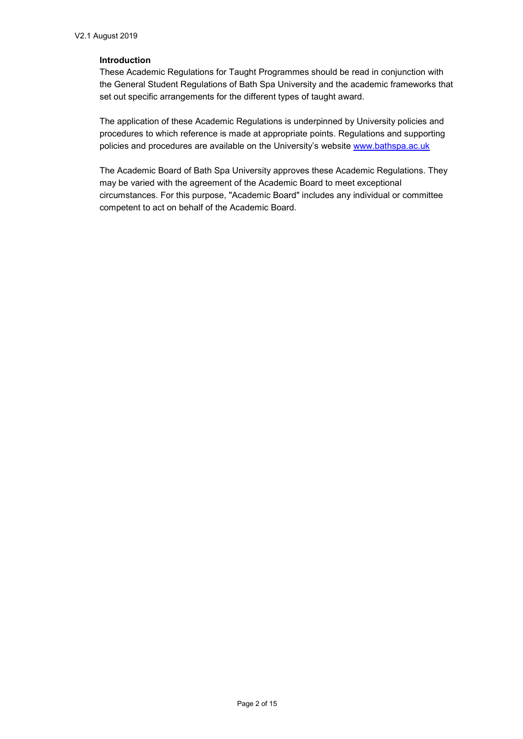## Introduction

These Academic Regulations for Taught Programmes should be read in conjunction with the General Student Regulations of Bath Spa University and the academic frameworks that set out specific arrangements for the different types of taught award.

The application of these Academic Regulations is underpinned by University policies and procedures to which reference is made at appropriate points. Regulations and supporting policies and procedures are available on the University's website [www.bathspa.ac.uk](http://www.bathspa.ac.uk)

The Academic Board of Bath Spa University approves these Academic Regulations. They may be varied with the agreement of the Academic Board to meet exceptional circumstances. For this purpose, "Academic Board" includes any individual or committee competent to act on behalf of the Academic Board.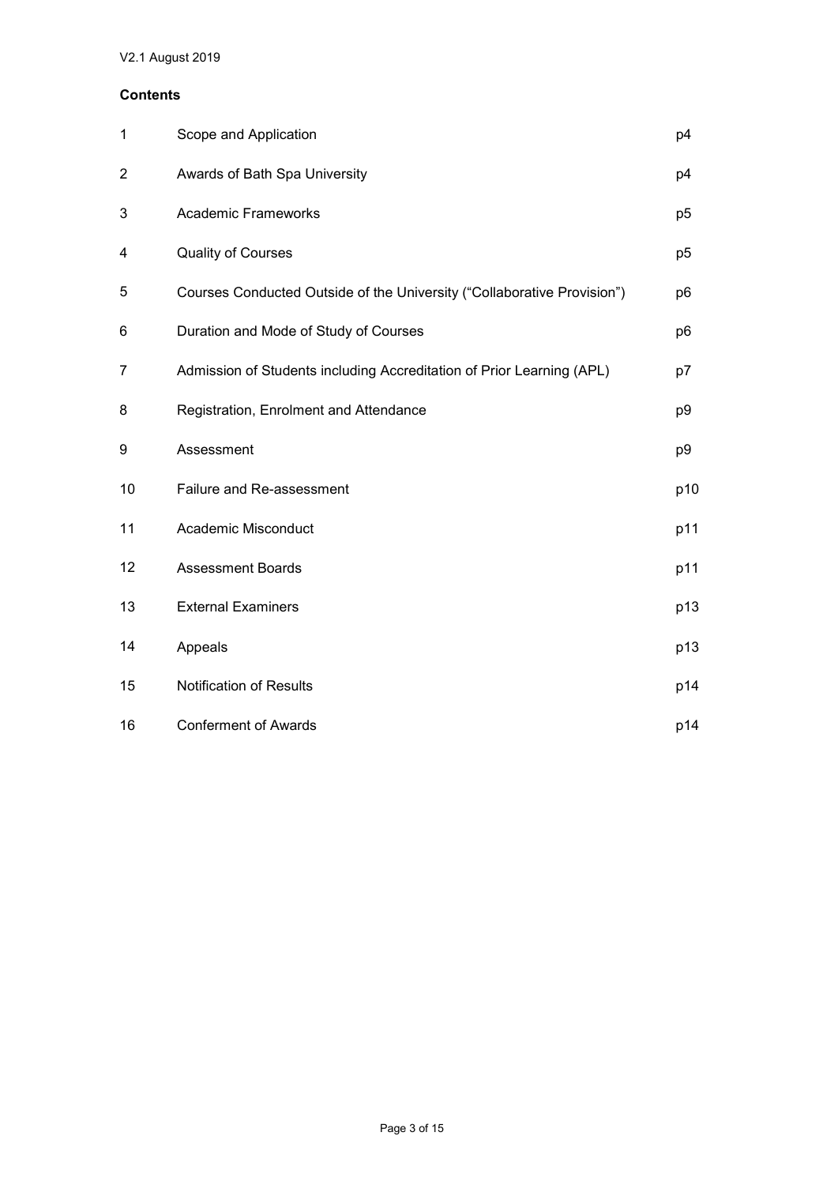V2.1 August 2019

**Contents**

| | | |
|---|---|---|
| 1 | Scope and Application | p4 |
| 2 | Awards of Bath Spa University | p4 |
| 3 | Academic Frameworks | p5 |
| 4 | Quality of Courses | p5 |
| 5 | Courses Conducted Outside of the University ("Collaborative Provision") | p6 |
| 6 | Duration and Mode of Study of Courses | p6 |
| 7 | Admission of Students including Accreditation of Prior Learning (APL) | p7 |
| 8 | Registration, Enrolment and Attendance | p9 |
| 9 | Assessment | p9 |
| 10 | Failure and Re-assessment | p10 |
| 11 | Academic Misconduct | p11 |
| 12 | Assessment Boards | p11 |
| 13 | External Examiners | p13 |
| 14 | Appeals | p13 |
| 15 | Notification of Results | p14 |
| 16 | Conferment of Awards | p14 |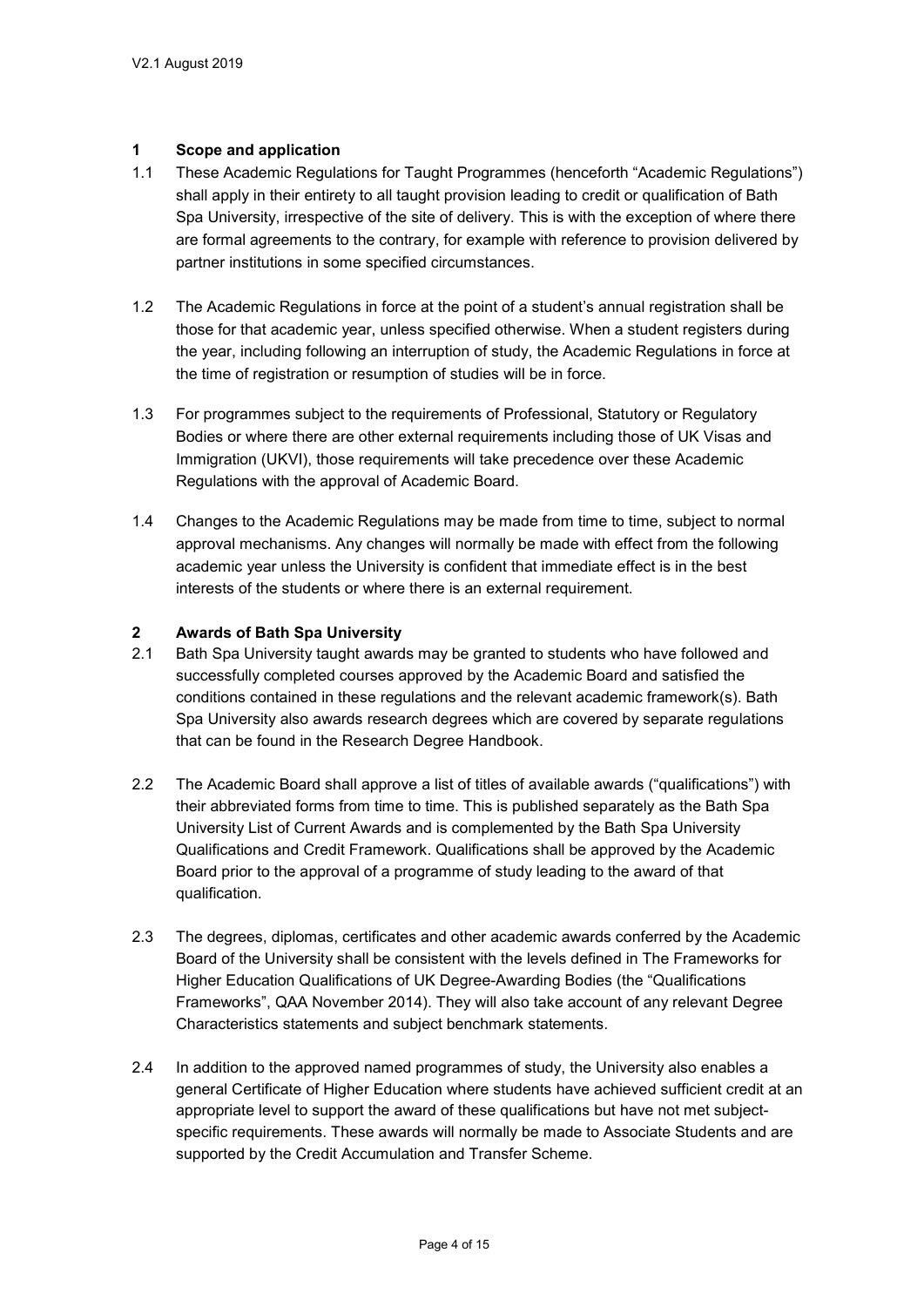## 1 Scope and application

1.1 These Academic Regulations for Taught Programmes (henceforth "Academic Regulations") shall apply in their entirety to all taught provision leading to credit or qualification of Bath Spa University, irrespective of the site of delivery. This is with the exception of where there are formal agreements to the contrary, for example with reference to provision delivered by partner institutions in some specified circumstances.

1.2 The Academic Regulations in force at the point of a student's annual registration shall be those for that academic year, unless specified otherwise. When a student registers during the year, including following an interruption of study, the Academic Regulations in force at the time of registration or resumption of studies will be in force.

1.3 For programmes subject to the requirements of Professional, Statutory or Regulatory Bodies or where there are other external requirements including those of UK Visas and Immigration (UKVI), those requirements will take precedence over these Academic Regulations with the approval of Academic Board.

1.4 Changes to the Academic Regulations may be made from time to time, subject to normal approval mechanisms. Any changes will normally be made with effect from the following academic year unless the University is confident that immediate effect is in the best interests of the students or where there is an external requirement.

## 2 Awards of Bath Spa University

2.1 Bath Spa University taught awards may be granted to students who have followed and successfully completed courses approved by the Academic Board and satisfied the conditions contained in these regulations and the relevant academic framework(s). Bath Spa University also awards research degrees which are covered by separate regulations that can be found in the Research Degree Handbook.

2.2 The Academic Board shall approve a list of titles of available awards ("qualifications") with their abbreviated forms from time to time. This is published separately as the Bath Spa University List of Current Awards and is complemented by the Bath Spa University Qualifications and Credit Framework. Qualifications shall be approved by the Academic Board prior to the approval of a programme of study leading to the award of that qualification.

2.3 The degrees, diplomas, certificates and other academic awards conferred by the Academic Board of the University shall be consistent with the levels defined in The Frameworks for Higher Education Qualifications of UK Degree-Awarding Bodies (the "Qualifications Frameworks", QAA November 2014). They will also take account of any relevant Degree Characteristics statements and subject benchmark statements.

2.4 In addition to the approved named programmes of study, the University also enables a general Certificate of Higher Education where students have achieved sufficient credit at an appropriate level to support the award of these qualifications but have not met subject-specific requirements. These awards will normally be made to Associate Students and are supported by the Credit Accumulation and Transfer Scheme.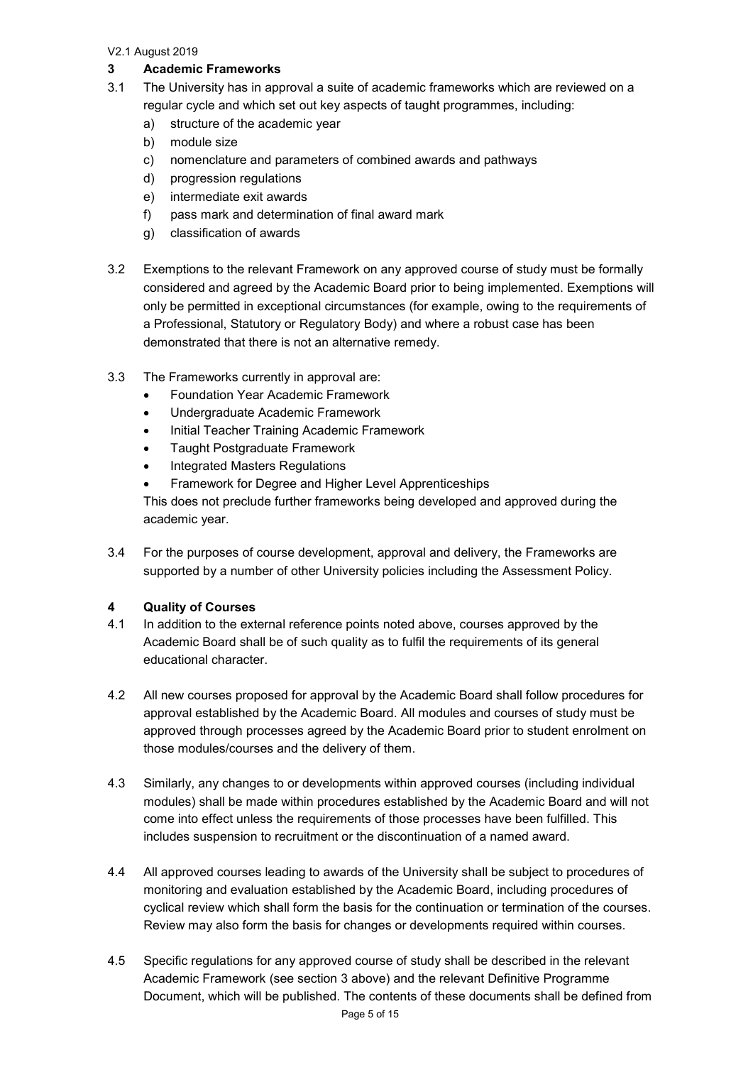## 3 Academic Frameworks

3.1 The University has in approval a suite of academic frameworks which are reviewed on a regular cycle and which set out key aspects of taught programmes, including:

a) structure of the academic year
b) module size
c) nomenclature and parameters of combined awards and pathways
d) progression regulations
e) intermediate exit awards
f) pass mark and determination of final award mark
g) classification of awards

3.2 Exemptions to the relevant Framework on any approved course of study must be formally considered and agreed by the Academic Board prior to being implemented. Exemptions will only be permitted in exceptional circumstances (for example, owing to the requirements of a Professional, Statutory or Regulatory Body) and where a robust case has been demonstrated that there is not an alternative remedy.

3.3 The Frameworks currently in approval are:

- Foundation Year Academic Framework
- Undergraduate Academic Framework
- Initial Teacher Training Academic Framework
- Taught Postgraduate Framework
- Integrated Masters Regulations
- Framework for Degree and Higher Level Apprenticeships

This does not preclude further frameworks being developed and approved during the academic year.

3.4 For the purposes of course development, approval and delivery, the Frameworks are supported by a number of other University policies including the Assessment Policy.

## 4 Quality of Courses

4.1 In addition to the external reference points noted above, courses approved by the Academic Board shall be of such quality as to fulfil the requirements of its general educational character.

4.2 All new courses proposed for approval by the Academic Board shall follow procedures for approval established by the Academic Board. All modules and courses of study must be approved through processes agreed by the Academic Board prior to student enrolment on those modules/courses and the delivery of them.

4.3 Similarly, any changes to or developments within approved courses (including individual modules) shall be made within procedures established by the Academic Board and will not come into effect unless the requirements of those processes have been fulfilled. This includes suspension to recruitment or the discontinuation of a named award.

4.4 All approved courses leading to awards of the University shall be subject to procedures of monitoring and evaluation established by the Academic Board, including procedures of cyclical review which shall form the basis for the continuation or termination of the courses. Review may also form the basis for changes or developments required within courses.

4.5 Specific regulations for any approved course of study shall be described in the relevant Academic Framework (see section 3 above) and the relevant Definitive Programme Document, which will be published. The contents of these documents shall be defined from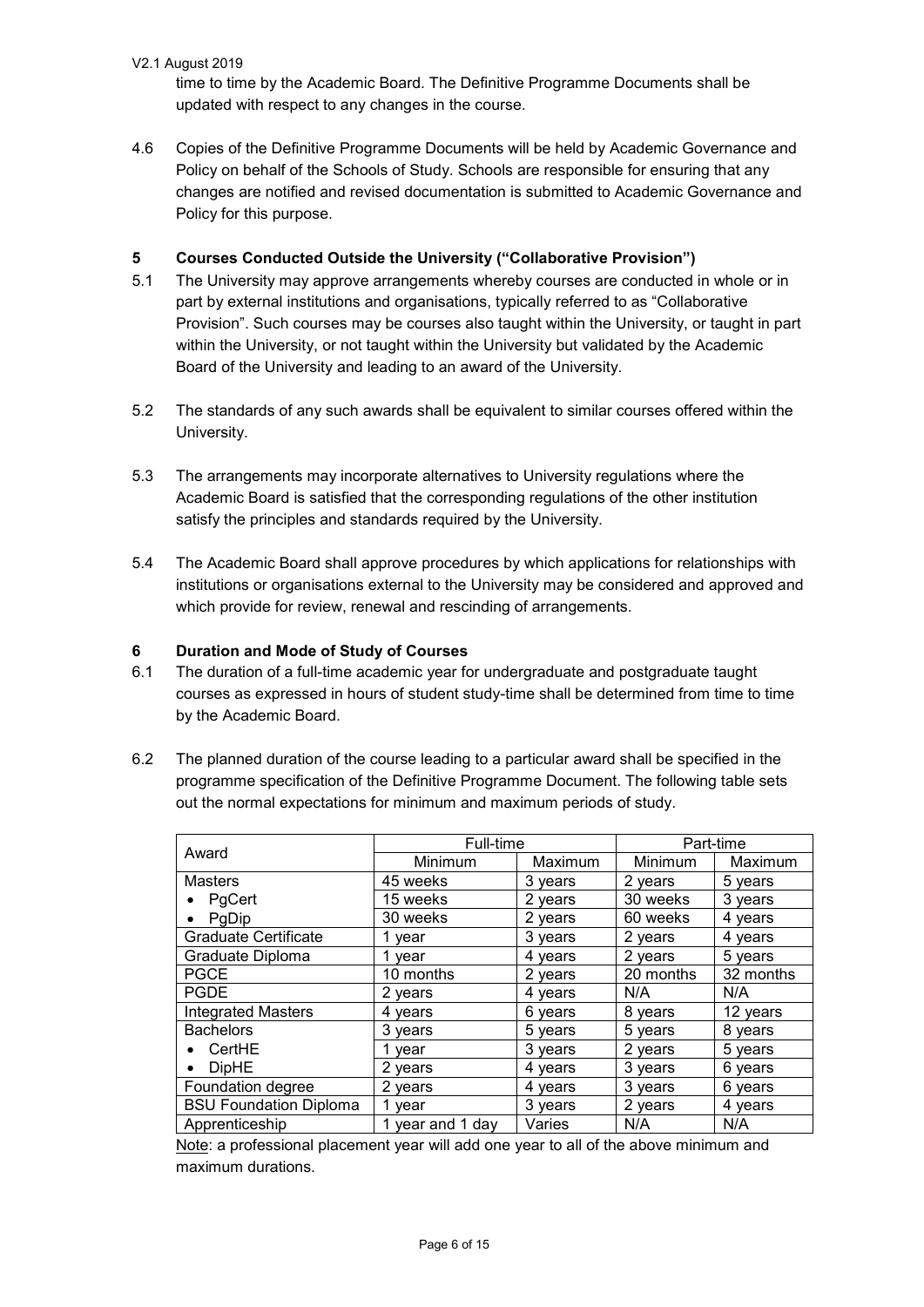time to time by the Academic Board. The Definitive Programme Documents shall be updated with respect to any changes in the course.

4.6 Copies of the Definitive Programme Documents will be held by Academic Governance and Policy on behalf of the Schools of Study. Schools are responsible for ensuring that any changes are notified and revised documentation is submitted to Academic Governance and Policy for this purpose.

## 5 Courses Conducted Outside the University ("Collaborative Provision")

5.1 The University may approve arrangements whereby courses are conducted in whole or in part by external institutions and organisations, typically referred to as "Collaborative Provision". Such courses may be courses also taught within the University, or taught in part within the University, or not taught within the University but validated by the Academic Board of the University and leading to an award of the University.

5.2 The standards of any such awards shall be equivalent to similar courses offered within the University.

5.3 The arrangements may incorporate alternatives to University regulations where the Academic Board is satisfied that the corresponding regulations of the other institution satisfy the principles and standards required by the University.

5.4 The Academic Board shall approve procedures by which applications for relationships with institutions or organisations external to the University may be considered and approved and which provide for review, renewal and rescinding of arrangements.

## 6 Duration and Mode of Study of Courses

6.1 The duration of a full-time academic year for undergraduate and postgraduate taught courses as expressed in hours of student study-time shall be determined from time to time by the Academic Board.

6.2 The planned duration of the course leading to a particular award shall be specified in the programme specification of the Definitive Programme Document. The following table sets out the normal expectations for minimum and maximum periods of study.

| Award | Full-time | | Part-time | |
|---|---|---|---|---|
| | Minimum | Maximum | Minimum | Maximum |
| Masters | 45 weeks | 3 years | 2 years | 5 years |
| • PgCert | 15 weeks | 2 years | 30 weeks | 3 years |
| • PgDip | 30 weeks | 2 years | 60 weeks | 4 years |
| Graduate Certificate | 1 year | 3 years | 2 years | 4 years |
| Graduate Diploma | 1 year | 4 years | 2 years | 5 years |
| PGCE | 10 months | 2 years | 20 months | 32 months |
| PGDE | 2 years | 4 years | N/A | N/A |
| Integrated Masters | 4 years | 6 years | 8 years | 12 years |
| Bachelors | 3 years | 5 years | 5 years | 8 years |
| • CertHE | 1 year | 3 years | 2 years | 5 years |
| • DipHE | 2 years | 4 years | 3 years | 6 years |
| Foundation degree | 2 years | 4 years | 3 years | 6 years |
| BSU Foundation Diploma | 1 year | 3 years | 2 years | 4 years |
| Apprenticeship | 1 year and 1 day | Varies | N/A | N/A |

Note: a professional placement year will add one year to all of the above minimum and maximum durations.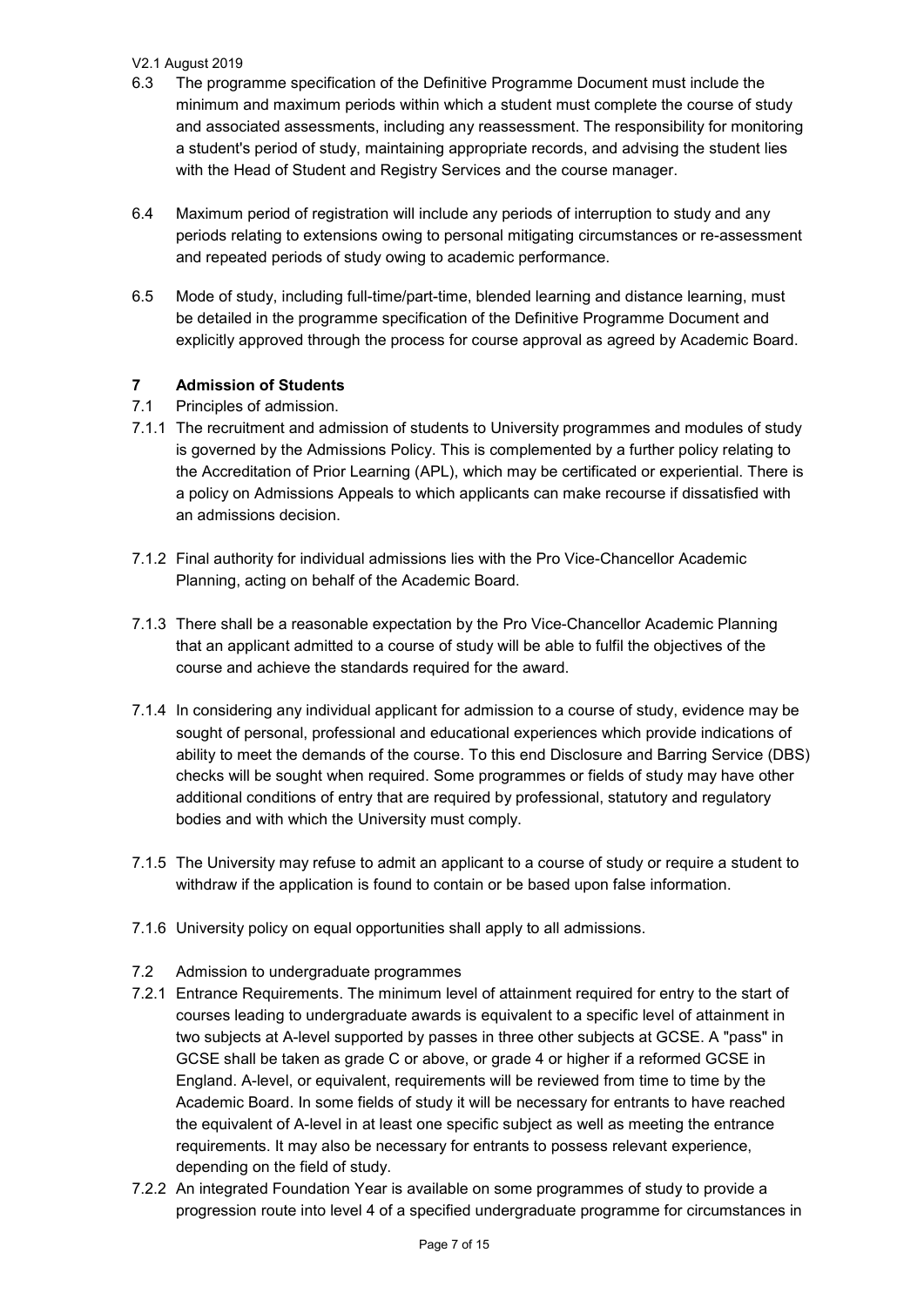6.3 The programme specification of the Definitive Programme Document must include the minimum and maximum periods within which a student must complete the course of study and associated assessments, including any reassessment. The responsibility for monitoring a student's period of study, maintaining appropriate records, and advising the student lies with the Head of Student and Registry Services and the course manager.

6.4 Maximum period of registration will include any periods of interruption to study and any periods relating to extensions owing to personal mitigating circumstances or re-assessment and repeated periods of study owing to academic performance.

6.5 Mode of study, including full-time/part-time, blended learning and distance learning, must be detailed in the programme specification of the Definitive Programme Document and explicitly approved through the process for course approval as agreed by Academic Board.

## 7 Admission of Students

7.1 Principles of admission.

7.1.1 The recruitment and admission of students to University programmes and modules of study is governed by the Admissions Policy. This is complemented by a further policy relating to the Accreditation of Prior Learning (APL), which may be certificated or experiential. There is a policy on Admissions Appeals to which applicants can make recourse if dissatisfied with an admissions decision.

7.1.2 Final authority for individual admissions lies with the Pro Vice-Chancellor Academic Planning, acting on behalf of the Academic Board.

7.1.3 There shall be a reasonable expectation by the Pro Vice-Chancellor Academic Planning that an applicant admitted to a course of study will be able to fulfil the objectives of the course and achieve the standards required for the award.

7.1.4 In considering any individual applicant for admission to a course of study, evidence may be sought of personal, professional and educational experiences which provide indications of ability to meet the demands of the course. To this end Disclosure and Barring Service (DBS) checks will be sought when required. Some programmes or fields of study may have other additional conditions of entry that are required by professional, statutory and regulatory bodies and with which the University must comply.

7.1.5 The University may refuse to admit an applicant to a course of study or require a student to withdraw if the application is found to contain or be based upon false information.

7.1.6 University policy on equal opportunities shall apply to all admissions.

7.2 Admission to undergraduate programmes

7.2.1 Entrance Requirements. The minimum level of attainment required for entry to the start of courses leading to undergraduate awards is equivalent to a specific level of attainment in two subjects at A-level supported by passes in three other subjects at GCSE. A "pass" in GCSE shall be taken as grade C or above, or grade 4 or higher if a reformed GCSE in England. A-level, or equivalent, requirements will be reviewed from time to time by the Academic Board. In some fields of study it will be necessary for entrants to have reached the equivalent of A-level in at least one specific subject as well as meeting the entrance requirements. It may also be necessary for entrants to possess relevant experience, depending on the field of study.

7.2.2 An integrated Foundation Year is available on some programmes of study to provide a progression route into level 4 of a specified undergraduate programme for circumstances in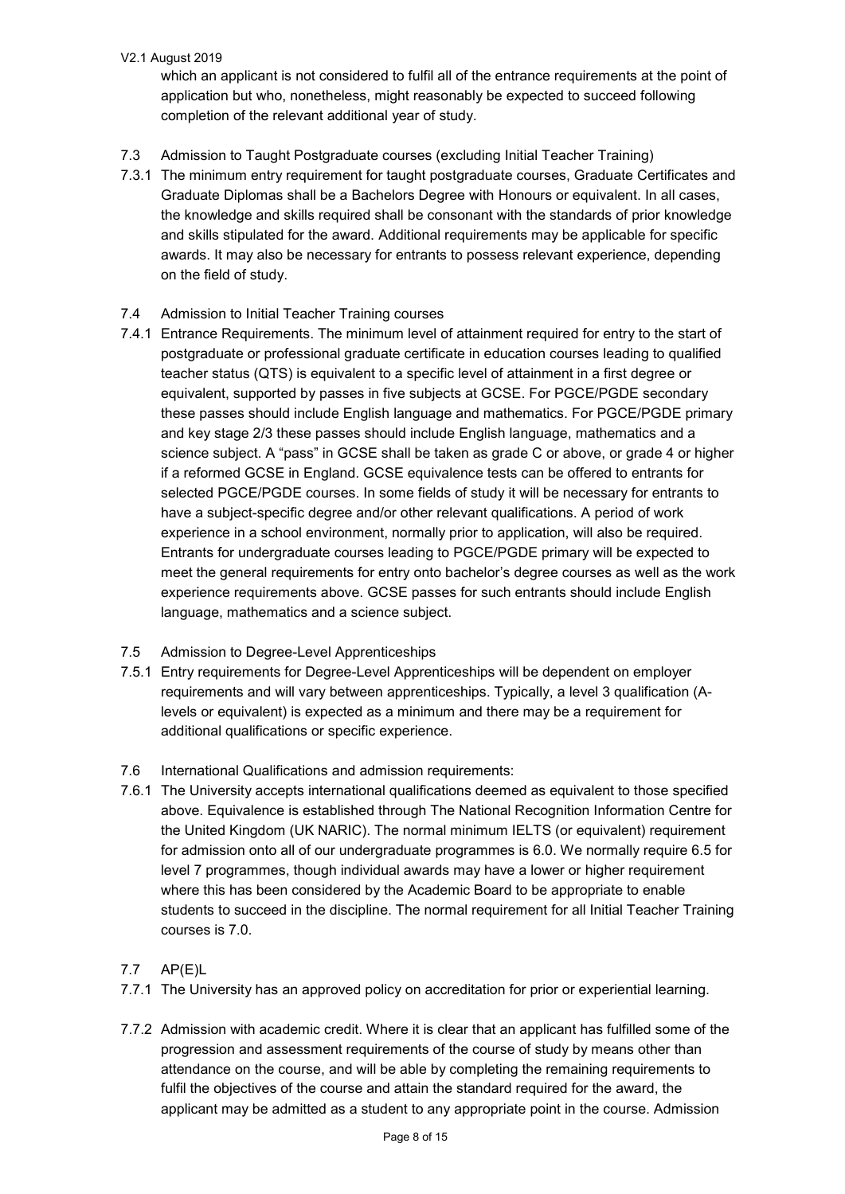which an applicant is not considered to fulfil all of the entrance requirements at the point of application but who, nonetheless, might reasonably be expected to succeed following completion of the relevant additional year of study.

7.3 Admission to Taught Postgraduate courses (excluding Initial Teacher Training)

7.3.1 The minimum entry requirement for taught postgraduate courses, Graduate Certificates and Graduate Diplomas shall be a Bachelors Degree with Honours or equivalent. In all cases, the knowledge and skills required shall be consonant with the standards of prior knowledge and skills stipulated for the award. Additional requirements may be applicable for specific awards. It may also be necessary for entrants to possess relevant experience, depending on the field of study.

7.4 Admission to Initial Teacher Training courses

7.4.1 Entrance Requirements. The minimum level of attainment required for entry to the start of postgraduate or professional graduate certificate in education courses leading to qualified teacher status (QTS) is equivalent to a specific level of attainment in a first degree or equivalent, supported by passes in five subjects at GCSE. For PGCE/PGDE secondary these passes should include English language and mathematics. For PGCE/PGDE primary and key stage 2/3 these passes should include English language, mathematics and a science subject. A "pass" in GCSE shall be taken as grade C or above, or grade 4 or higher if a reformed GCSE in England. GCSE equivalence tests can be offered to entrants for selected PGCE/PGDE courses. In some fields of study it will be necessary for entrants to have a subject-specific degree and/or other relevant qualifications. A period of work experience in a school environment, normally prior to application, will also be required. Entrants for undergraduate courses leading to PGCE/PGDE primary will be expected to meet the general requirements for entry onto bachelor's degree courses as well as the work experience requirements above. GCSE passes for such entrants should include English language, mathematics and a science subject.

7.5 Admission to Degree-Level Apprenticeships

7.5.1 Entry requirements for Degree-Level Apprenticeships will be dependent on employer requirements and will vary between apprenticeships. Typically, a level 3 qualification (A-levels or equivalent) is expected as a minimum and there may be a requirement for additional qualifications or specific experience.

7.6 International Qualifications and admission requirements:

7.6.1 The University accepts international qualifications deemed as equivalent to those specified above. Equivalence is established through The National Recognition Information Centre for the United Kingdom (UK NARIC). The normal minimum IELTS (or equivalent) requirement for admission onto all of our undergraduate programmes is 6.0. We normally require 6.5 for level 7 programmes, though individual awards may have a lower or higher requirement where this has been considered by the Academic Board to be appropriate to enable students to succeed in the discipline. The normal requirement for all Initial Teacher Training courses is 7.0.

7.7 AP(E)L

7.7.1 The University has an approved policy on accreditation for prior or experiential learning.

7.7.2 Admission with academic credit. Where it is clear that an applicant has fulfilled some of the progression and assessment requirements of the course of study by means other than attendance on the course, and will be able by completing the remaining requirements to fulfil the objectives of the course and attain the standard required for the award, the applicant may be admitted as a student to any appropriate point in the course. Admission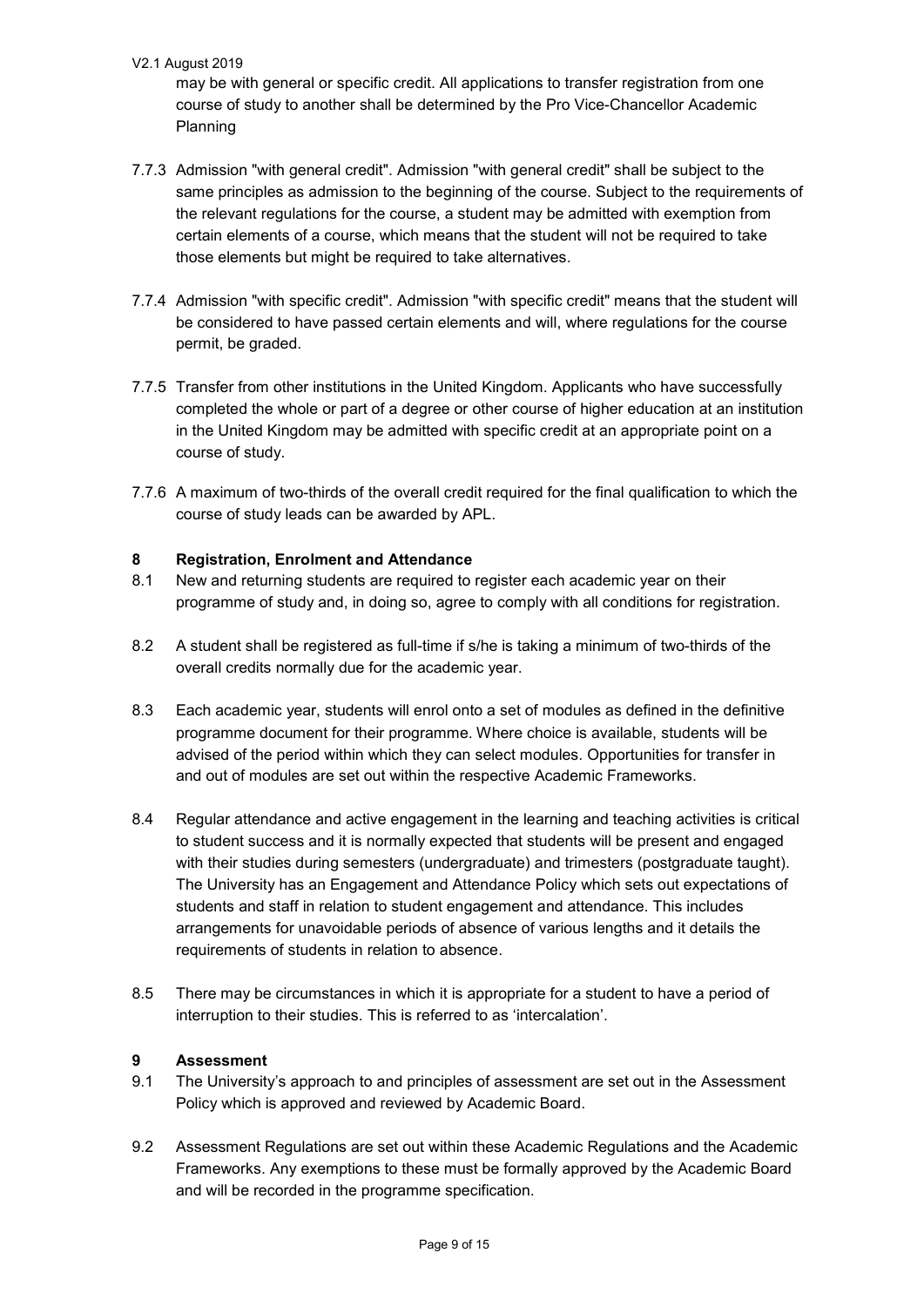may be with general or specific credit. All applications to transfer registration from one course of study to another shall be determined by the Pro Vice-Chancellor Academic Planning

7.7.3 Admission "with general credit". Admission "with general credit" shall be subject to the same principles as admission to the beginning of the course. Subject to the requirements of the relevant regulations for the course, a student may be admitted with exemption from certain elements of a course, which means that the student will not be required to take those elements but might be required to take alternatives.

7.7.4 Admission "with specific credit". Admission "with specific credit" means that the student will be considered to have passed certain elements and will, where regulations for the course permit, be graded.

7.7.5 Transfer from other institutions in the United Kingdom. Applicants who have successfully completed the whole or part of a degree or other course of higher education at an institution in the United Kingdom may be admitted with specific credit at an appropriate point on a course of study.

7.7.6 A maximum of two-thirds of the overall credit required for the final qualification to which the course of study leads can be awarded by APL.

## 8 Registration, Enrolment and Attendance

8.1 New and returning students are required to register each academic year on their programme of study and, in doing so, agree to comply with all conditions for registration.

8.2 A student shall be registered as full-time if s/he is taking a minimum of two-thirds of the overall credits normally due for the academic year.

8.3 Each academic year, students will enrol onto a set of modules as defined in the definitive programme document for their programme. Where choice is available, students will be advised of the period within which they can select modules. Opportunities for transfer in and out of modules are set out within the respective Academic Frameworks.

8.4 Regular attendance and active engagement in the learning and teaching activities is critical to student success and it is normally expected that students will be present and engaged with their studies during semesters (undergraduate) and trimesters (postgraduate taught). The University has an Engagement and Attendance Policy which sets out expectations of students and staff in relation to student engagement and attendance. This includes arrangements for unavoidable periods of absence of various lengths and it details the requirements of students in relation to absence.

8.5 There may be circumstances in which it is appropriate for a student to have a period of interruption to their studies. This is referred to as 'intercalation'.

## 9 Assessment

9.1 The University's approach to and principles of assessment are set out in the Assessment Policy which is approved and reviewed by Academic Board.

9.2 Assessment Regulations are set out within these Academic Regulations and the Academic Frameworks. Any exemptions to these must be formally approved by the Academic Board and will be recorded in the programme specification.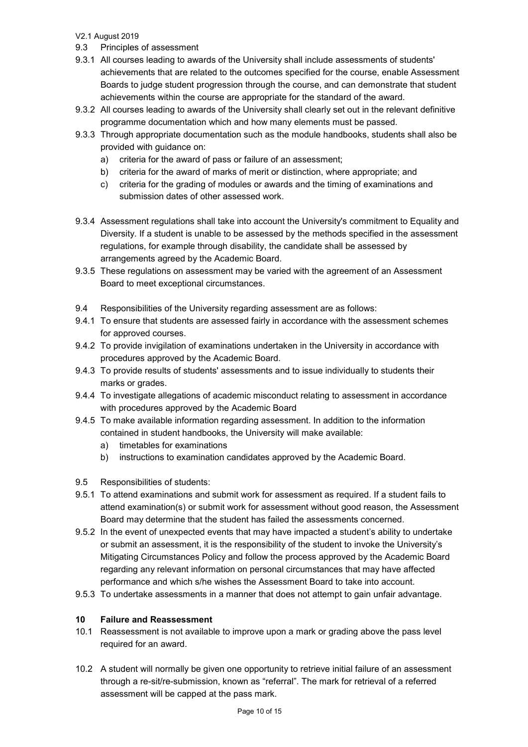9.3 Principles of assessment

9.3.1 All courses leading to awards of the University shall include assessments of students' achievements that are related to the outcomes specified for the course, enable Assessment Boards to judge student progression through the course, and can demonstrate that student achievements within the course are appropriate for the standard of the award.

9.3.2 All courses leading to awards of the University shall clearly set out in the relevant definitive programme documentation which and how many elements must be passed.

9.3.3 Through appropriate documentation such as the module handbooks, students shall also be provided with guidance on:

a) criteria for the award of pass or failure of an assessment;
b) criteria for the award of marks of merit or distinction, where appropriate; and
c) criteria for the grading of modules or awards and the timing of examinations and submission dates of other assessed work.

9.3.4 Assessment regulations shall take into account the University's commitment to Equality and Diversity. If a student is unable to be assessed by the methods specified in the assessment regulations, for example through disability, the candidate shall be assessed by arrangements agreed by the Academic Board.

9.3.5 These regulations on assessment may be varied with the agreement of an Assessment Board to meet exceptional circumstances.

9.4 Responsibilities of the University regarding assessment are as follows:

9.4.1 To ensure that students are assessed fairly in accordance with the assessment schemes for approved courses.

9.4.2 To provide invigilation of examinations undertaken in the University in accordance with procedures approved by the Academic Board.

9.4.3 To provide results of students' assessments and to issue individually to students their marks or grades.

9.4.4 To investigate allegations of academic misconduct relating to assessment in accordance with procedures approved by the Academic Board

9.4.5 To make available information regarding assessment. In addition to the information contained in student handbooks, the University will make available:

a) timetables for examinations
b) instructions to examination candidates approved by the Academic Board.

9.5 Responsibilities of students:

9.5.1 To attend examinations and submit work for assessment as required. If a student fails to attend examination(s) or submit work for assessment without good reason, the Assessment Board may determine that the student has failed the assessments concerned.

9.5.2 In the event of unexpected events that may have impacted a student's ability to undertake or submit an assessment, it is the responsibility of the student to invoke the University's Mitigating Circumstances Policy and follow the process approved by the Academic Board regarding any relevant information on personal circumstances that may have affected performance and which s/he wishes the Assessment Board to take into account.

9.5.3 To undertake assessments in a manner that does not attempt to gain unfair advantage.

## 10 Failure and Reassessment

10.1 Reassessment is not available to improve upon a mark or grading above the pass level required for an award.

10.2 A student will normally be given one opportunity to retrieve initial failure of an assessment through a re-sit/re-submission, known as "referral". The mark for retrieval of a referred assessment will be capped at the pass mark.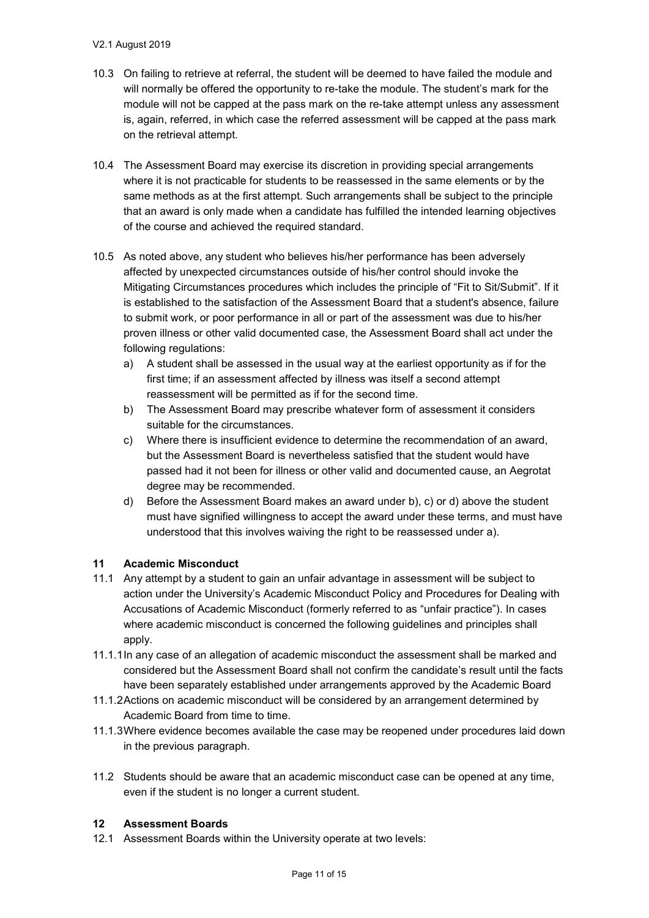10.3 On failing to retrieve at referral, the student will be deemed to have failed the module and will normally be offered the opportunity to re-take the module. The student's mark for the module will not be capped at the pass mark on the re-take attempt unless any assessment is, again, referred, in which case the referred assessment will be capped at the pass mark on the retrieval attempt.

10.4 The Assessment Board may exercise its discretion in providing special arrangements where it is not practicable for students to be reassessed in the same elements or by the same methods as at the first attempt. Such arrangements shall be subject to the principle that an award is only made when a candidate has fulfilled the intended learning objectives of the course and achieved the required standard.

10.5 As noted above, any student who believes his/her performance has been adversely affected by unexpected circumstances outside of his/her control should invoke the Mitigating Circumstances procedures which includes the principle of "Fit to Sit/Submit". If it is established to the satisfaction of the Assessment Board that a student's absence, failure to submit work, or poor performance in all or part of the assessment was due to his/her proven illness or other valid documented case, the Assessment Board shall act under the following regulations:

a) A student shall be assessed in the usual way at the earliest opportunity as if for the first time; if an assessment affected by illness was itself a second attempt reassessment will be permitted as if for the second time.
b) The Assessment Board may prescribe whatever form of assessment it considers suitable for the circumstances.
c) Where there is insufficient evidence to determine the recommendation of an award, but the Assessment Board is nevertheless satisfied that the student would have passed had it not been for illness or other valid and documented cause, an Aegrotat degree may be recommended.
d) Before the Assessment Board makes an award under b), c) or d) above the student must have signified willingness to accept the award under these terms, and must have understood that this involves waiving the right to be reassessed under a).

## 11 Academic Misconduct

11.1 Any attempt by a student to gain an unfair advantage in assessment will be subject to action under the University's Academic Misconduct Policy and Procedures for Dealing with Accusations of Academic Misconduct (formerly referred to as "unfair practice"). In cases where academic misconduct is concerned the following guidelines and principles shall apply.

11.1.1 In any case of an allegation of academic misconduct the assessment shall be marked and considered but the Assessment Board shall not confirm the candidate's result until the facts have been separately established under arrangements approved by the Academic Board

11.1.2 Actions on academic misconduct will be considered by an arrangement determined by Academic Board from time to time.

11.1.3 Where evidence becomes available the case may be reopened under procedures laid down in the previous paragraph.

11.2 Students should be aware that an academic misconduct case can be opened at any time, even if the student is no longer a current student.

## 12 Assessment Boards

12.1 Assessment Boards within the University operate at two levels: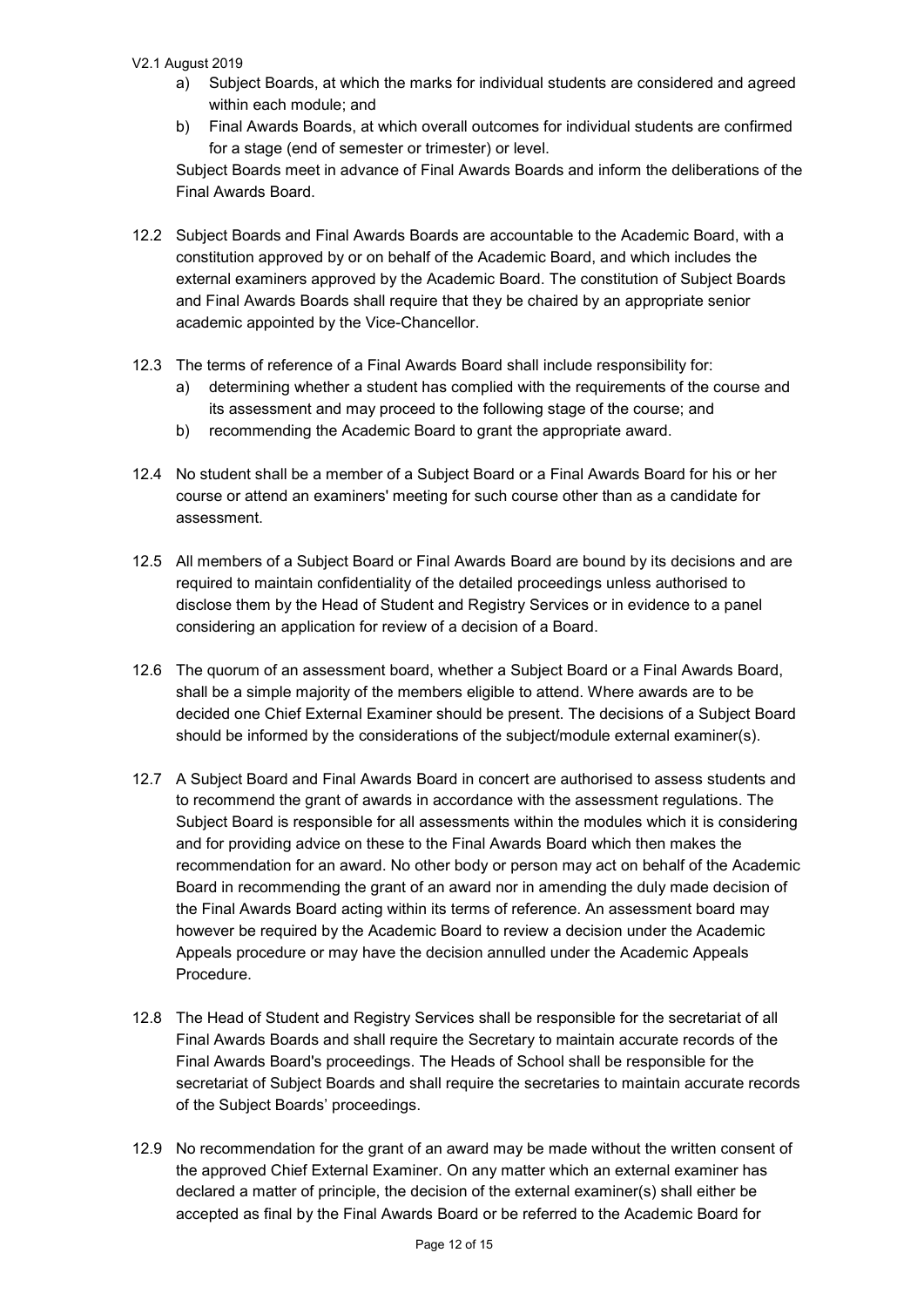a) Subject Boards, at which the marks for individual students are considered and agreed within each module; and
b) Final Awards Boards, at which overall outcomes for individual students are confirmed for a stage (end of semester or trimester) or level.

Subject Boards meet in advance of Final Awards Boards and inform the deliberations of the Final Awards Board.

12.2 Subject Boards and Final Awards Boards are accountable to the Academic Board, with a constitution approved by or on behalf of the Academic Board, and which includes the external examiners approved by the Academic Board. The constitution of Subject Boards and Final Awards Boards shall require that they be chaired by an appropriate senior academic appointed by the Vice-Chancellor.

12.3 The terms of reference of a Final Awards Board shall include responsibility for:

a) determining whether a student has complied with the requirements of the course and its assessment and may proceed to the following stage of the course; and
b) recommending the Academic Board to grant the appropriate award.

12.4 No student shall be a member of a Subject Board or a Final Awards Board for his or her course or attend an examiners' meeting for such course other than as a candidate for assessment.

12.5 All members of a Subject Board or Final Awards Board are bound by its decisions and are required to maintain confidentiality of the detailed proceedings unless authorised to disclose them by the Head of Student and Registry Services or in evidence to a panel considering an application for review of a decision of a Board.

12.6 The quorum of an assessment board, whether a Subject Board or a Final Awards Board, shall be a simple majority of the members eligible to attend. Where awards are to be decided one Chief External Examiner should be present. The decisions of a Subject Board should be informed by the considerations of the subject/module external examiner(s).

12.7 A Subject Board and Final Awards Board in concert are authorised to assess students and to recommend the grant of awards in accordance with the assessment regulations. The Subject Board is responsible for all assessments within the modules which it is considering and for providing advice on these to the Final Awards Board which then makes the recommendation for an award. No other body or person may act on behalf of the Academic Board in recommending the grant of an award nor in amending the duly made decision of the Final Awards Board acting within its terms of reference. An assessment board may however be required by the Academic Board to review a decision under the Academic Appeals procedure or may have the decision annulled under the Academic Appeals Procedure.

12.8 The Head of Student and Registry Services shall be responsible for the secretariat of all Final Awards Boards and shall require the Secretary to maintain accurate records of the Final Awards Board's proceedings. The Heads of School shall be responsible for the secretariat of Subject Boards and shall require the secretaries to maintain accurate records of the Subject Boards' proceedings.

12.9 No recommendation for the grant of an award may be made without the written consent of the approved Chief External Examiner. On any matter which an external examiner has declared a matter of principle, the decision of the external examiner(s) shall either be accepted as final by the Final Awards Board or be referred to the Academic Board for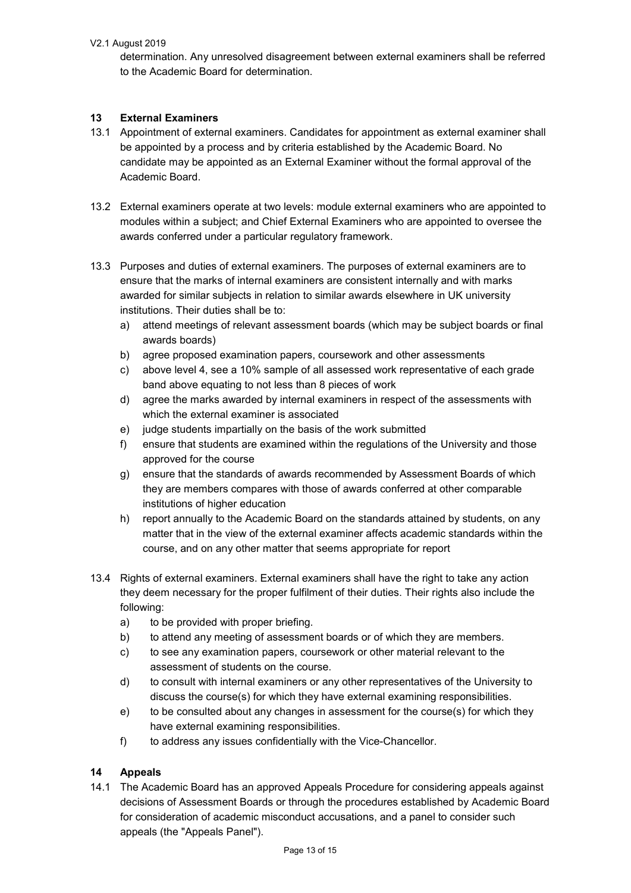determination. Any unresolved disagreement between external examiners shall be referred to the Academic Board for determination.

## 13 External Examiners

13.1 Appointment of external examiners. Candidates for appointment as external examiner shall be appointed by a process and by criteria established by the Academic Board. No candidate may be appointed as an External Examiner without the formal approval of the Academic Board.

13.2 External examiners operate at two levels: module external examiners who are appointed to modules within a subject; and Chief External Examiners who are appointed to oversee the awards conferred under a particular regulatory framework.

13.3 Purposes and duties of external examiners. The purposes of external examiners are to ensure that the marks of internal examiners are consistent internally and with marks awarded for similar subjects in relation to similar awards elsewhere in UK university institutions. Their duties shall be to:

a) attend meetings of relevant assessment boards (which may be subject boards or final awards boards)
b) agree proposed examination papers, coursework and other assessments
c) above level 4, see a 10% sample of all assessed work representative of each grade band above equating to not less than 8 pieces of work
d) agree the marks awarded by internal examiners in respect of the assessments with which the external examiner is associated
e) judge students impartially on the basis of the work submitted
f) ensure that students are examined within the regulations of the University and those approved for the course
g) ensure that the standards of awards recommended by Assessment Boards of which they are members compares with those of awards conferred at other comparable institutions of higher education
h) report annually to the Academic Board on the standards attained by students, on any matter that in the view of the external examiner affects academic standards within the course, and on any other matter that seems appropriate for report

13.4 Rights of external examiners. External examiners shall have the right to take any action they deem necessary for the proper fulfilment of their duties. Their rights also include the following:

a) to be provided with proper briefing.
b) to attend any meeting of assessment boards or of which they are members.
c) to see any examination papers, coursework or other material relevant to the assessment of students on the course.
d) to consult with internal examiners or any other representatives of the University to discuss the course(s) for which they have external examining responsibilities.
e) to be consulted about any changes in assessment for the course(s) for which they have external examining responsibilities.
f) to address any issues confidentially with the Vice-Chancellor.

## 14 Appeals

14.1 The Academic Board has an approved Appeals Procedure for considering appeals against decisions of Assessment Boards or through the procedures established by Academic Board for consideration of academic misconduct accusations, and a panel to consider such appeals (the "Appeals Panel").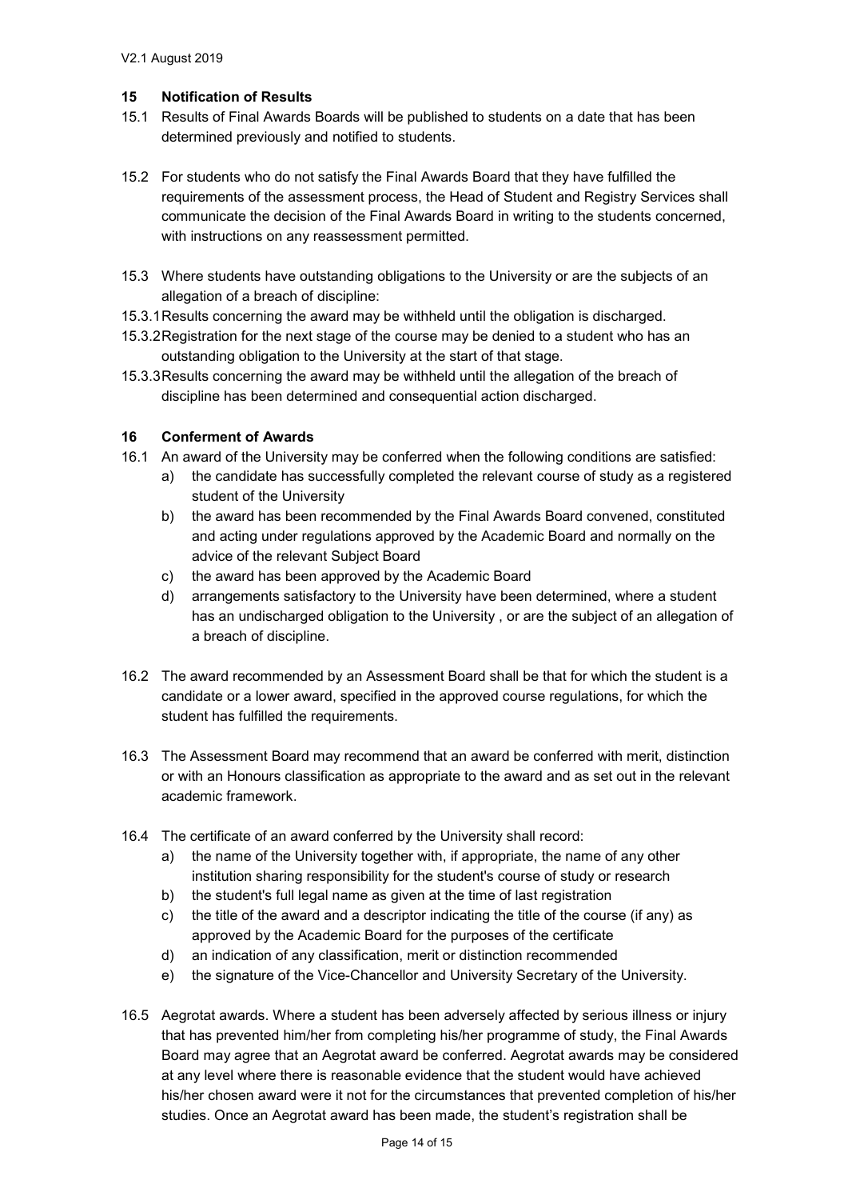## 15 Notification of Results

15.1 Results of Final Awards Boards will be published to students on a date that has been determined previously and notified to students.

15.2 For students who do not satisfy the Final Awards Board that they have fulfilled the requirements of the assessment process, the Head of Student and Registry Services shall communicate the decision of the Final Awards Board in writing to the students concerned, with instructions on any reassessment permitted.

15.3 Where students have outstanding obligations to the University or are the subjects of an allegation of a breach of discipline:

15.3.1 Results concerning the award may be withheld until the obligation is discharged.

15.3.2 Registration for the next stage of the course may be denied to a student who has an outstanding obligation to the University at the start of that stage.

15.3.3 Results concerning the award may be withheld until the allegation of the breach of discipline has been determined and consequential action discharged.

## 16 Conferment of Awards

16.1 An award of the University may be conferred when the following conditions are satisfied:

a) the candidate has successfully completed the relevant course of study as a registered student of the University
b) the award has been recommended by the Final Awards Board convened, constituted and acting under regulations approved by the Academic Board and normally on the advice of the relevant Subject Board
c) the award has been approved by the Academic Board
d) arrangements satisfactory to the University have been determined, where a student has an undischarged obligation to the University , or are the subject of an allegation of a breach of discipline.

16.2 The award recommended by an Assessment Board shall be that for which the student is a candidate or a lower award, specified in the approved course regulations, for which the student has fulfilled the requirements.

16.3 The Assessment Board may recommend that an award be conferred with merit, distinction or with an Honours classification as appropriate to the award and as set out in the relevant academic framework.

16.4 The certificate of an award conferred by the University shall record:

a) the name of the University together with, if appropriate, the name of any other institution sharing responsibility for the student's course of study or research
b) the student's full legal name as given at the time of last registration
c) the title of the award and a descriptor indicating the title of the course (if any) as approved by the Academic Board for the purposes of the certificate
d) an indication of any classification, merit or distinction recommended
e) the signature of the Vice-Chancellor and University Secretary of the University.

16.5 Aegrotat awards. Where a student has been adversely affected by serious illness or injury that has prevented him/her from completing his/her programme of study, the Final Awards Board may agree that an Aegrotat award be conferred. Aegrotat awards may be considered at any level where there is reasonable evidence that the student would have achieved his/her chosen award were it not for the circumstances that prevented completion of his/her studies. Once an Aegrotat award has been made, the student's registration shall be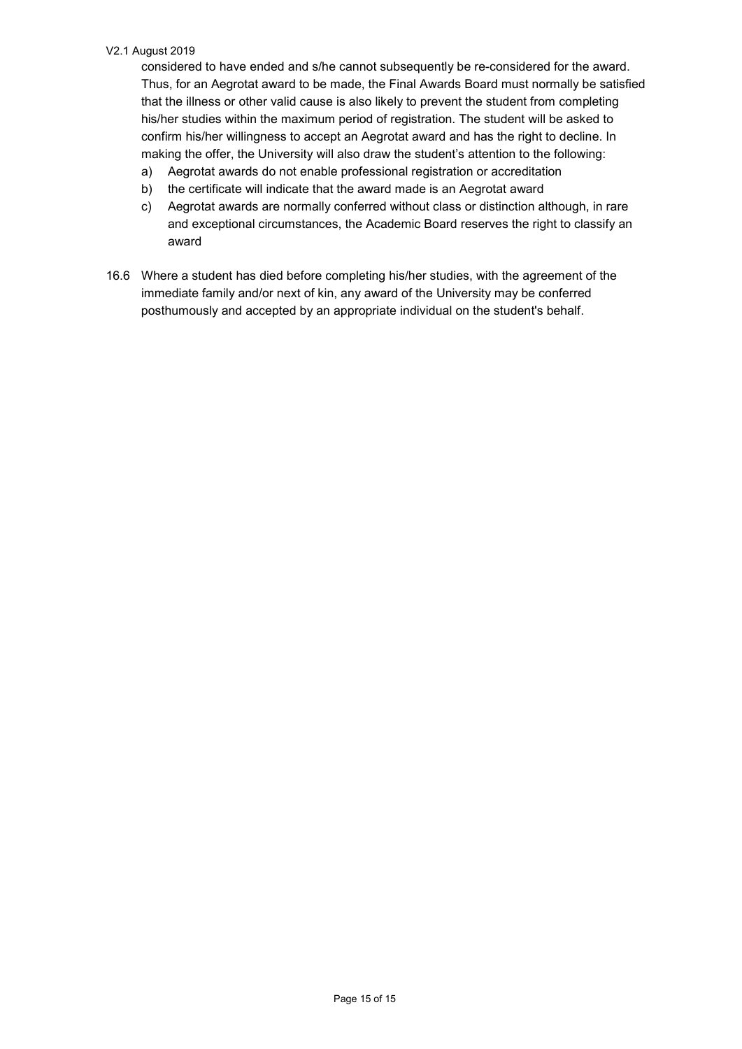considered to have ended and s/he cannot subsequently be re-considered for the award. Thus, for an Aegrotat award to be made, the Final Awards Board must normally be satisfied that the illness or other valid cause is also likely to prevent the student from completing his/her studies within the maximum period of registration. The student will be asked to confirm his/her willingness to accept an Aegrotat award and has the right to decline. In making the offer, the University will also draw the student's attention to the following:

a) Aegrotat awards do not enable professional registration or accreditation
b) the certificate will indicate that the award made is an Aegrotat award
c) Aegrotat awards are normally conferred without class or distinction although, in rare and exceptional circumstances, the Academic Board reserves the right to classify an award

16.6 Where a student has died before completing his/her studies, with the agreement of the immediate family and/or next of kin, any award of the University may be conferred posthumously and accepted by an appropriate individual on the student's behalf.